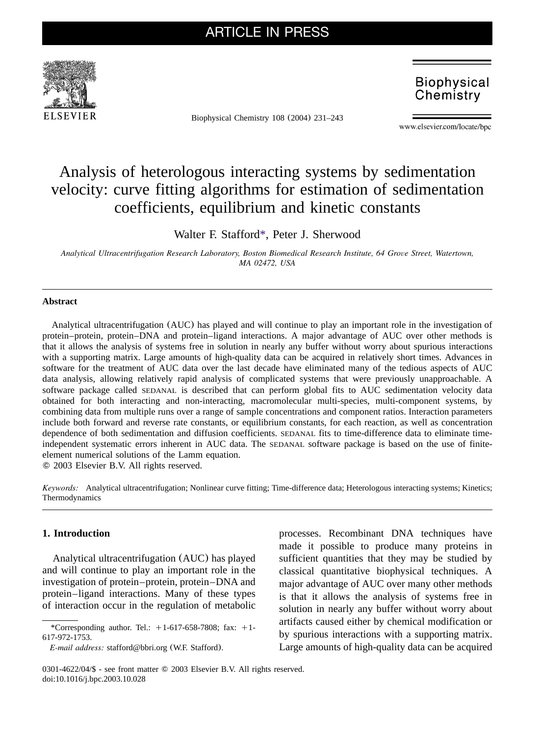# Analysis of heterologous interacting systems by sedimentation velocity: curve fitting algorithms for estimation of sedimentation coefficients, equilibrium and kinetic constants

Walter F. Stafford*, Peter J. Sherwood

*Analytical Ultracentrifugation Research Laboratory, Boston Biomedical Research Institute, 64 Grove Street, Watertown, MA 02472, USA*

---

## Abstract

Analytical ultracentrifugation (AUC) has played and will continue to play an important role in the investigation of protein–protein, protein–DNA and protein–ligand interactions. A major advantage of AUC over other methods is that it allows the analysis of systems free in solution in nearly any buffer without worry about spurious interactions with a supporting matrix. Large amounts of high-quality data can be acquired in relatively short times. Advances in software for the treatment of AUC data over the last decade have eliminated many of the tedious aspects of AUC data analysis, allowing relatively rapid analysis of complicated systems that were previously unapproachable. A software package called SEDANAL is described that can perform global fits to AUC sedimentation velocity data obtained for both interacting and non-interacting, macromolecular multi-species, multi-component systems, by combining data from multiple runs over a range of sample concentrations and component ratios. Interaction parameters include both forward and reverse rate constants, or equilibrium constants, for each reaction, as well as concentration dependence of both sedimentation and diffusion coefficients. SEDANAL fits to time-difference data to eliminate time-independent systematic errors inherent in AUC data. The SEDANAL software package is based on the use of finite-element numerical solutions of the Lamm equation.

© 2003 Elsevier B.V. All rights reserved.

*Keywords:* Analytical ultracentrifugation; Nonlinear curve fitting; Time-difference data; Heterologous interacting systems; Kinetics; Thermodynamics

---

## 1. Introduction

Analytical ultracentrifugation (AUC) has played and will continue to play an important role in the investigation of protein–protein, protein–DNA and protein–ligand interactions. Many of these types of interaction occur in the regulation of metabolic processes. Recombinant DNA techniques have made it possible to produce many proteins in sufficient quantities that they may be studied by classical quantitative biophysical techniques. A major advantage of AUC over many other methods is that it allows the analysis of systems free in solution in nearly any buffer without worry about artifacts caused either by chemical modification or by spurious interactions with a supporting matrix. Large amounts of high-quality data can be acquired

---

*Corresponding author. Tel.: +1-617-658-7808; fax: +1-617-972-1753.

*E-mail address:* stafford@bbri.org (W.F. Stafford).

0301-4622/04/$ - see front matter © 2003 Elsevier B.V. All rights reserved.
doi:10.1016/j.bpc.2003.10.028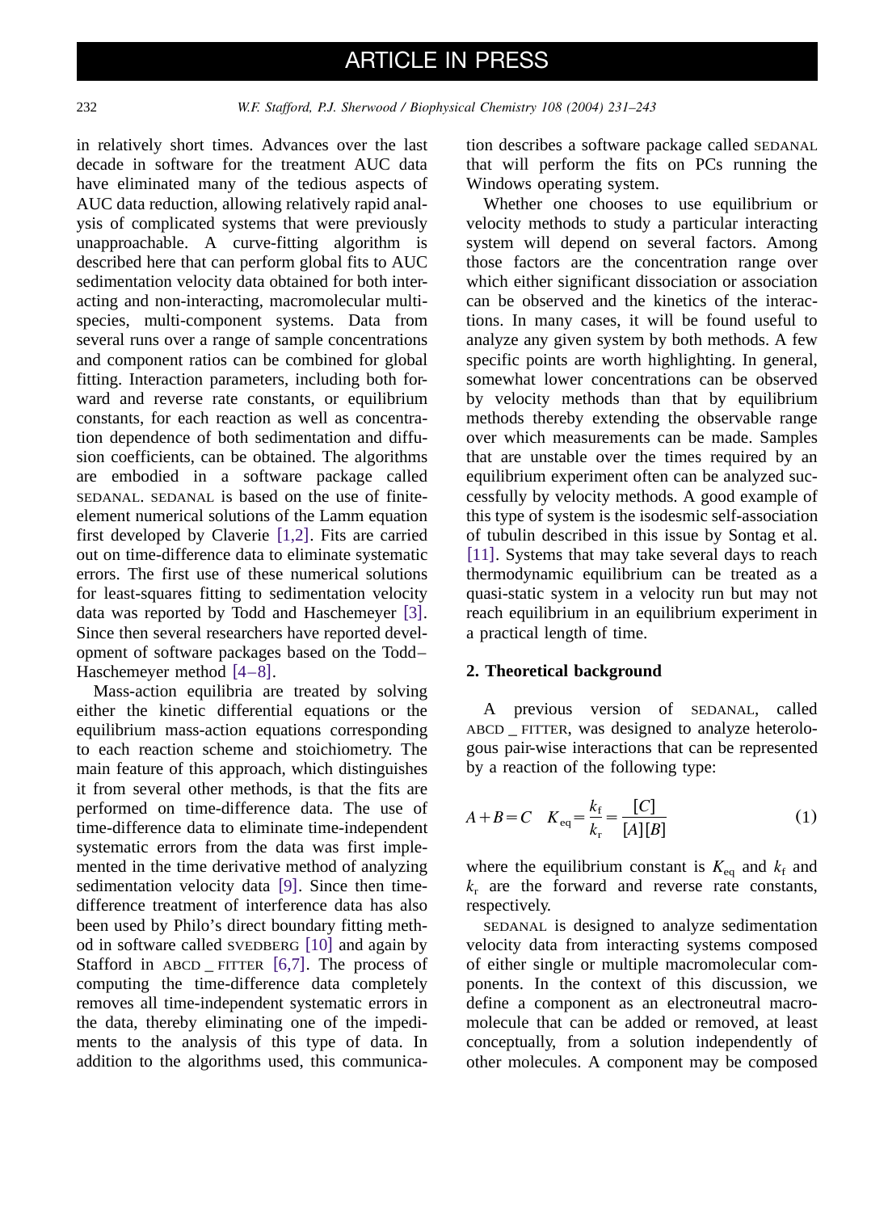in relatively short times. Advances over the last decade in software for the treatment AUC data have eliminated many of the tedious aspects of AUC data reduction, allowing relatively rapid analysis of complicated systems that were previously unapproachable. A curve-fitting algorithm is described here that can perform global fits to AUC sedimentation velocity data obtained for both interacting and non-interacting, macromolecular multi-species, multi-component systems. Data from several runs over a range of sample concentrations and component ratios can be combined for global fitting. Interaction parameters, including both forward and reverse rate constants, or equilibrium constants, for each reaction as well as concentration dependence of both sedimentation and diffusion coefficients, can be obtained. The algorithms are embodied in a software package called SEDANAL. SEDANAL is based on the use of finite-element numerical solutions of the Lamm equation first developed by Claverie [1,2]. Fits are carried out on time-difference data to eliminate systematic errors. The first use of these numerical solutions for least-squares fitting to sedimentation velocity data was reported by Todd and Haschemeyer [3]. Since then several researchers have reported development of software packages based on the Todd–Haschemeyer method [4–8].

Mass-action equilibria are treated by solving either the kinetic differential equations or the equilibrium mass-action equations corresponding to each reaction scheme and stoichiometry. The main feature of this approach, which distinguishes it from several other methods, is that the fits are performed on time-difference data. The use of time-difference data to eliminate time-independent systematic errors from the data was first implemented in the time derivative method of analyzing sedimentation velocity data [9]. Since then time-difference treatment of interference data has also been used by Philo's direct boundary fitting method in software called SVEDBERG [10] and again by Stafford in ABCD _ FITTER [6,7]. The process of computing the time-difference data completely removes all time-independent systematic errors in the data, thereby eliminating one of the impediments to the analysis of this type of data. In addition to the algorithms used, this communication describes a software package called SEDANAL that will perform the fits on PCs running the Windows operating system.

Whether one chooses to use equilibrium or velocity methods to study a particular interacting system will depend on several factors. Among those factors are the concentration range over which either significant dissociation or association can be observed and the kinetics of the interactions. In many cases, it will be found useful to analyze any given system by both methods. A few specific points are worth highlighting. In general, somewhat lower concentrations can be observed by velocity methods than that by equilibrium methods thereby extending the observable range over which measurements can be made. Samples that are unstable over the times required by an equilibrium experiment often can be analyzed successfully by velocity methods. A good example of this type of system is the isodesmic self-association of tubulin described in this issue by Sontag et al. [11]. Systems that may take several days to reach thermodynamic equilibrium can be treated as a quasi-static system in a velocity run but may not reach equilibrium in an equilibrium experiment in a practical length of time.

## 2. Theoretical background

A previous version of SEDANAL, called ABCD _ FITTER, was designed to analyze heterologous pair-wise interactions that can be represented by a reaction of the following type:

$$A + B = C \quad K_{eq} = \frac{k_f}{k_r} = \frac{[C]}{[A][B]} \tag{1}$$

where the equilibrium constant is $K_{eq}$ and $k_f$ and $k_r$ are the forward and reverse rate constants, respectively.

SEDANAL is designed to analyze sedimentation velocity data from interacting systems composed of either single or multiple macromolecular components. In the context of this discussion, we define a component as an electroneutral macromolecule that can be added or removed, at least conceptually, from a solution independently of other molecules. A component may be composed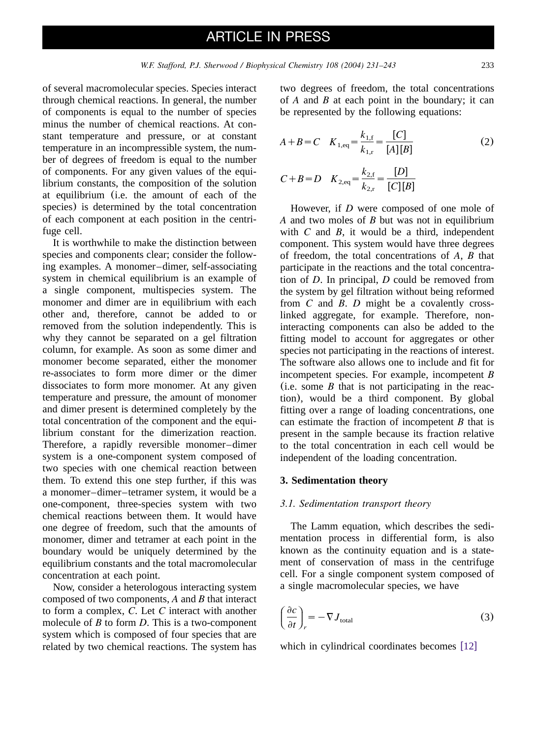of several macromolecular species. Species interact through chemical reactions. In general, the number of components is equal to the number of species minus the number of chemical reactions. At constant temperature and pressure, or at constant temperature in an incompressible system, the number of degrees of freedom is equal to the number of components. For any given values of the equilibrium constants, the composition of the solution at equilibrium (i.e. the amount of each of the species) is determined by the total concentration of each component at each position in the centrifuge cell.

It is worthwhile to make the distinction between species and components clear; consider the following examples. A monomer–dimer, self-associating system in chemical equilibrium is an example of a single component, multispecies system. The monomer and dimer are in equilibrium with each other and, therefore, cannot be added to or removed from the solution independently. This is why they cannot be separated on a gel filtration column, for example. As soon as some dimer and monomer become separated, either the monomer re-associates to form more dimer or the dimer dissociates to form more monomer. At any given temperature and pressure, the amount of monomer and dimer present is determined completely by the total concentration of the component and the equilibrium constant for the dimerization reaction. Therefore, a rapidly reversible monomer–dimer system is a one-component system composed of two species with one chemical reaction between them. To extend this one step further, if this was a monomer–dimer–tetramer system, it would be a one-component, three-species system with two chemical reactions between them. It would have one degree of freedom, such that the amounts of monomer, dimer and tetramer at each point in the boundary would be uniquely determined by the equilibrium constants and the total macromolecular concentration at each point.

Now, consider a heterologous interacting system composed of two components, *A* and *B* that interact to form a complex, *C*. Let *C* interact with another molecule of *B* to form *D*. This is a two-component system which is composed of four species that are related by two chemical reactions. The system has two degrees of freedom, the total concentrations of *A* and *B* at each point in the boundary; it can be represented by the following equations:

$$A+B=C \quad K_{1,\mathrm{eq}}=\frac{k_{1,\mathrm{f}}}{k_{1,\mathrm{r}}}=\frac{[C]}{[A][B]} \tag{2}$$

$$C+B=D \quad K_{2,\mathrm{eq}}=\frac{k_{2,\mathrm{f}}}{k_{2,\mathrm{r}}}=\frac{[D]}{[C][B]}$$

However, if *D* were composed of one mole of *A* and two moles of *B* but was not in equilibrium with *C* and *B*, it would be a third, independent component. This system would have three degrees of freedom, the total concentrations of *A*, *B* that participate in the reactions and the total concentration of *D*. In principal, *D* could be removed from the system by gel filtration without being reformed from *C* and *B*. *D* might be a covalently cross-linked aggregate, for example. Therefore, non-interacting components can also be added to the fitting model to account for aggregates or other species not participating in the reactions of interest. The software also allows one to include and fit for incompetent species. For example, incompetent *B* (i.e. some *B* that is not participating in the reaction), would be a third component. By global fitting over a range of loading concentrations, one can estimate the fraction of incompetent *B* that is present in the sample because its fraction relative to the total concentration in each cell would be independent of the loading concentration.

### 3. Sedimentation theory

#### 3.1. Sedimentation transport theory

The Lamm equation, which describes the sedimentation process in differential form, is also known as the continuity equation and is a statement of conservation of mass in the centrifuge cell. For a single component system composed of a single macromolecular species, we have

$$\left(\frac{\partial c}{\partial t}\right)_r = -\nabla J_{\mathrm{total}} \tag{3}$$

which in cylindrical coordinates becomes [12]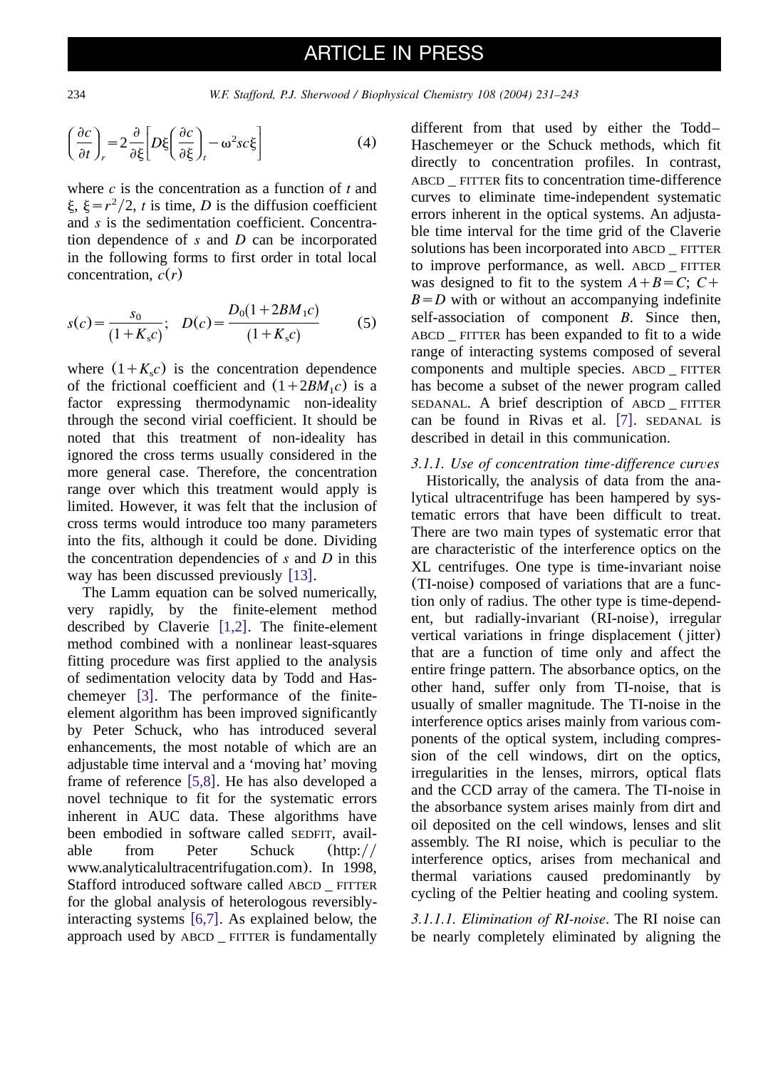$$\left(\frac{\partial c}{\partial t}\right)_r = 2\frac{\partial}{\partial \xi}\left[D\xi\left(\frac{\partial c}{\partial \xi}\right)_t - \omega^2 sc\xi\right] \tag{4}$$

where $c$ is the concentration as a function of $t$ and $\xi$, $\xi = r^2/2$, $t$ is time, $D$ is the diffusion coefficient and $s$ is the sedimentation coefficient. Concentration dependence of $s$ and $D$ can be incorporated in the following forms to first order in total local concentration, $c(r)$

$$s(c) = \frac{s_0}{(1+K_s c)}; \quad D(c) = \frac{D_0(1+2BM_1 c)}{(1+K_s c)} \tag{5}$$

where $(1+K_s c)$ is the concentration dependence of the frictional coefficient and $(1+2BM_1 c)$ is a factor expressing thermodynamic non-ideality through the second virial coefficient. It should be noted that this treatment of non-ideality has ignored the cross terms usually considered in the more general case. Therefore, the concentration range over which this treatment would apply is limited. However, it was felt that the inclusion of cross terms would introduce too many parameters into the fits, although it could be done. Dividing the concentration dependencies of $s$ and $D$ in this way has been discussed previously [13].

The Lamm equation can be solved numerically, very rapidly, by the finite-element method described by Claverie [1,2]. The finite-element method combined with a nonlinear least-squares fitting procedure was first applied to the analysis of sedimentation velocity data by Todd and Haschemeyer [3]. The performance of the finite-element algorithm has been improved significantly by Peter Schuck, who has introduced several enhancements, the most notable of which are an adjustable time interval and a 'moving hat' moving frame of reference [5,8]. He has also developed a novel technique to fit for the systematic errors inherent in AUC data. These algorithms have been embodied in software called SEDFIT, available from Peter Schuck (http://www.analyticalultracentrifugation.com). In 1998, Stafford introduced software called ABCD_FITTER for the global analysis of heterologous reversibly-interacting systems [6,7]. As explained below, the approach used by ABCD_FITTER is fundamentally different from that used by either the Todd–Haschemeyer or the Schuck methods, which fit directly to concentration profiles. In contrast, ABCD_FITTER fits to concentration time-difference curves to eliminate time-independent systematic errors inherent in the optical systems. An adjustable time interval for the time grid of the Claverie solutions has been incorporated into ABCD_FITTER to improve performance, as well. ABCD_FITTER was designed to fit to the system $A+B=C$; $C+B=D$ with or without an accompanying indefinite self-association of component $B$. Since then, ABCD_FITTER has been expanded to fit to a wide range of interacting systems composed of several components and multiple species. ABCD_FITTER has become a subset of the newer program called SEDANAL. A brief description of ABCD_FITTER can be found in Rivas et al. [7]. SEDANAL is described in detail in this communication.

#### *3.1.1. Use of concentration time-difference curves*

Historically, the analysis of data from the analytical ultracentrifuge has been hampered by systematic errors that have been difficult to treat. There are two main types of systematic error that are characteristic of the interference optics on the XL centrifuges. One type is time-invariant noise (TI-noise) composed of variations that are a function only of radius. The other type is time-dependent, but radially-invariant (RI-noise), irregular vertical variations in fringe displacement (jitter) that are a function of time only and affect the entire fringe pattern. The absorbance optics, on the other hand, suffer only from TI-noise, that is usually of smaller magnitude. The TI-noise in the interference optics arises mainly from various components of the optical system, including compression of the cell windows, dirt on the optics, irregularities in the lenses, mirrors, optical flats and the CCD array of the camera. The TI-noise in the absorbance system arises mainly from dirt and oil deposited on the cell windows, lenses and slit assembly. The RI noise, which is peculiar to the interference optics, arises from mechanical and thermal variations caused predominantly by cycling of the Peltier heating and cooling system.

*3.1.1.1. Elimination of RI-noise*. The RI noise can be nearly completely eliminated by aligning the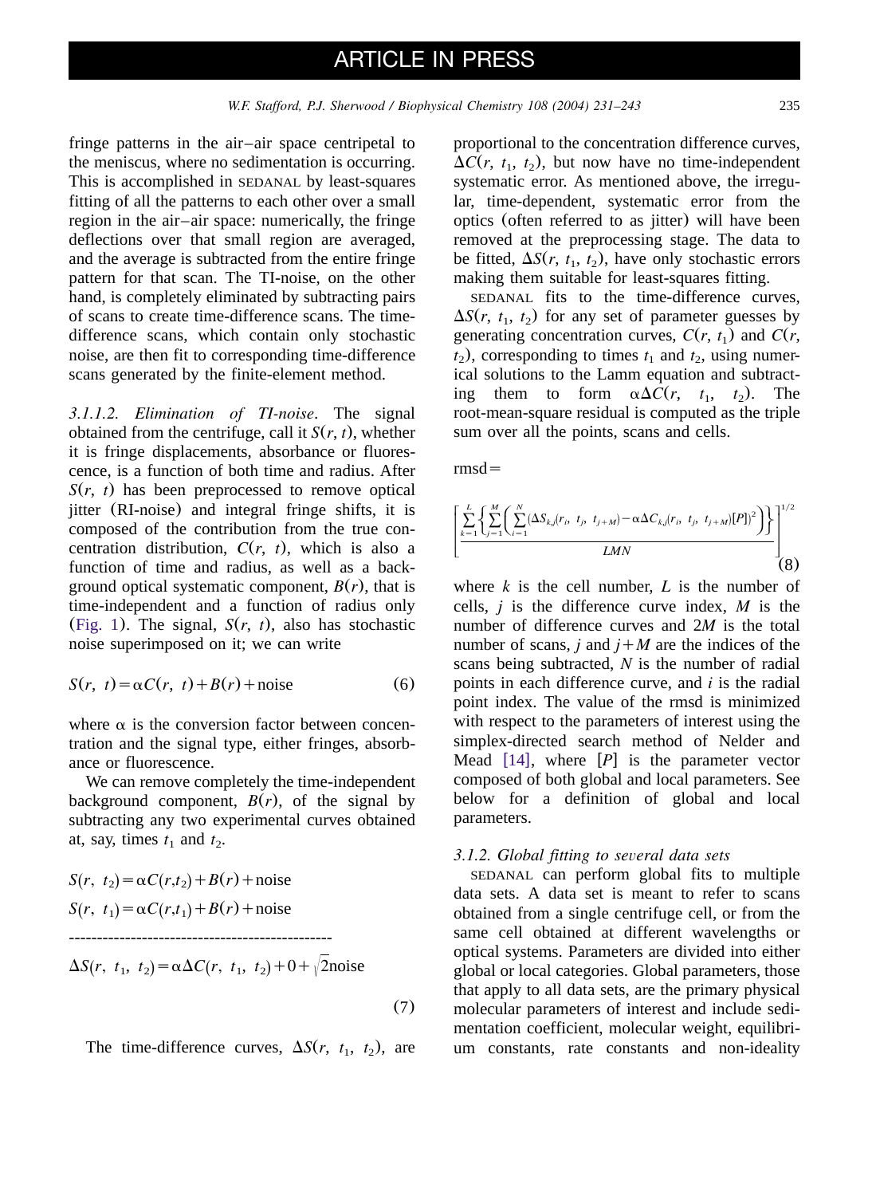fringe patterns in the air–air space centripetal to the meniscus, where no sedimentation is occurring. This is accomplished in SEDANAL by least-squares fitting of all the patterns to each other over a small region in the air–air space: numerically, the fringe deflections over that small region are averaged, and the average is subtracted from the entire fringe pattern for that scan. The TI-noise, on the other hand, is completely eliminated by subtracting pairs of scans to create time-difference scans. The time-difference scans, which contain only stochastic noise, are then fit to corresponding time-difference scans generated by the finite-element method.

*3.1.1.2. Elimination of TI-noise*. The signal obtained from the centrifuge, call it $S(r, t)$, whether it is fringe displacements, absorbance or fluorescence, is a function of both time and radius. After $S(r, t)$ has been preprocessed to remove optical jitter (RI-noise) and integral fringe shifts, it is composed of the contribution from the true concentration distribution, $C(r, t)$, which is also a function of time and radius, as well as a background optical systematic component, $B(r)$, that is time-independent and a function of radius only (Fig. 1). The signal, $S(r, t)$, also has stochastic noise superimposed on it; we can write

$$S(r,\ t) = \alpha C(r,\ t) + B(r) + \text{noise} \tag{6}$$

where $\alpha$ is the conversion factor between concentration and the signal type, either fringes, absorbance or fluorescence.

We can remove completely the time-independent background component, $B(r)$, of the signal by subtracting any two experimental curves obtained at, say, times $t_1$ and $t_2$.

$$\begin{aligned}
S(r,\ t_2) &= \alpha C(r, t_2) + B(r) + \text{noise}\\
S(r,\ t_1) &= \alpha C(r, t_1) + B(r) + \text{noise}\\
&\text{------------------------------------------------}\\
\Delta S(r,\ t_1,\ t_2) &= \alpha \Delta C(r,\ t_1,\ t_2) + 0 + \sqrt{2}\text{noise}
\end{aligned} \tag{7}$$

The time-difference curves, $\Delta S(r, t_1, t_2)$, are proportional to the concentration difference curves, $\Delta C(r, t_1, t_2)$, but now have no time-independent systematic error. As mentioned above, the irregular, time-dependent, systematic error from the optics (often referred to as jitter) will have been removed at the preprocessing stage. The data to be fitted, $\Delta S(r, t_1, t_2)$, have only stochastic errors making them suitable for least-squares fitting.

SEDANAL fits to the time-difference curves, $\Delta S(r, t_1, t_2)$ for any set of parameter guesses by generating concentration curves, $C(r, t_1)$ and $C(r, t_2)$, corresponding to times $t_1$ and $t_2$, using numerical solutions to the Lamm equation and subtracting them to form $\alpha \Delta C(r, t_1, t_2)$. The root-mean-square residual is computed as the triple sum over all the points, scans and cells.

$$\text{rmsd} = \left[ \frac{\sum_{k=1}^{L} \left\{ \sum_{j=1}^{M} \left( \sum_{i=1}^{N} (\Delta S_{k,j}(r_i,\ t_j,\ t_{j+M}) - \alpha \Delta C_{k,j}(r_i,\ t_j,\ t_{j+M})[P])^2 \right) \right\}}{LMN} \right]^{1/2} \tag{8}$$

where $k$ is the cell number, $L$ is the number of cells, $j$ is the difference curve index, $M$ is the number of difference curves and $2M$ is the total number of scans, $j$ and $j+M$ are the indices of the scans being subtracted, $N$ is the number of radial points in each difference curve, and $i$ is the radial point index. The value of the rmsd is minimized with respect to the parameters of interest using the simplex-directed search method of Nelder and Mead [14], where $[P]$ is the parameter vector composed of both global and local parameters. See below for a definition of global and local parameters.

### *3.1.2. Global fitting to several data sets*

SEDANAL can perform global fits to multiple data sets. A data set is meant to refer to scans obtained from a single centrifuge cell, or from the same cell obtained at different wavelengths or optical systems. Parameters are divided into either global or local categories. Global parameters, those that apply to all data sets, are the primary physical molecular parameters of interest and include sedimentation coefficient, molecular weight, equilibrium constants, rate constants and non-ideality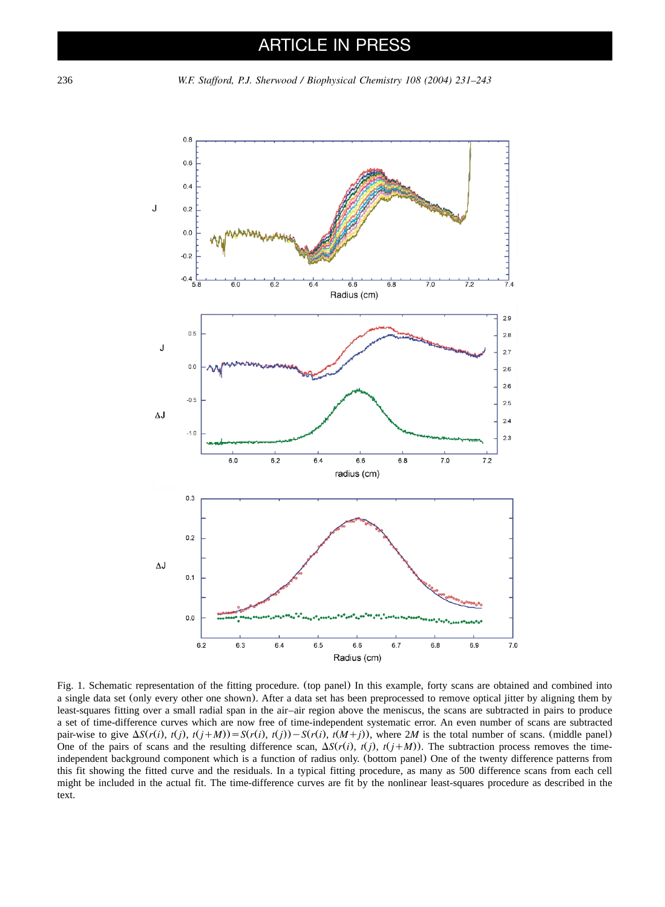Fig. 1. Schematic representation of the fitting procedure. (top panel) In this example, forty scans are obtained and combined into a single data set (only every other one shown). After a data set has been preprocessed to remove optical jitter by aligning them by least-squares fitting over a small radial span in the air–air region above the meniscus, the scans are subtracted in pairs to produce a set of time-difference curves which are now free of time-independent systematic error. An even number of scans are subtracted pair-wise to give $\Delta S(r(i), t(j), t(j+M)) = S(r(i), t(j)) - S(r(i), t(M+j))$, where $2M$ is the total number of scans. (middle panel) One of the pairs of scans and the resulting difference scan, $\Delta S(r(i), t(j), t(j+M))$. The subtraction process removes the time-independent background component which is a function of radius only. (bottom panel) One of the twenty difference patterns from this fit showing the fitted curve and the residuals. In a typical fitting procedure, as many as 500 difference scans from each cell might be included in the actual fit. The time-difference curves are fit by the nonlinear least-squares procedure as described in the text.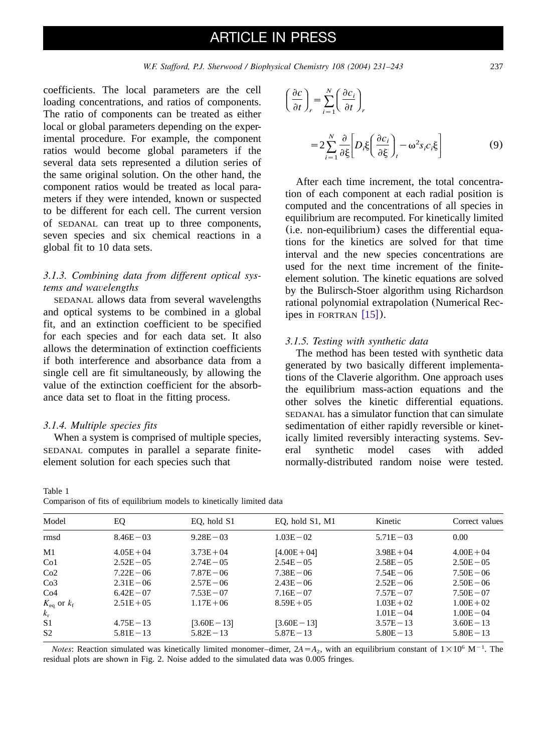coefficients. The local parameters are the cell loading concentrations, and ratios of components. The ratio of components can be treated as either local or global parameters depending on the experimental procedure. For example, the component ratios would become global parameters if the several data sets represented a dilution series of the same original solution. On the other hand, the component ratios would be treated as local parameters if they were intended, known or suspected to be different for each cell. The current version of SEDANAL can treat up to three components, seven species and six chemical reactions in a global fit to 10 data sets.

### 3.1.3. Combining data from different optical systems and wavelengths

SEDANAL allows data from several wavelengths and optical systems to be combined in a global fit, and an extinction coefficient to be specified for each species and for each data set. It also allows the determination of extinction coefficients if both interference and absorbance data from a single cell are fit simultaneously, by allowing the value of the extinction coefficient for the absorbance data set to float in the fitting process.

### 3.1.4. Multiple species fits

When a system is comprised of multiple species, SEDANAL computes in parallel a separate finite-element solution for each species such that

$$\left(\frac{\partial c}{\partial t}\right)_r = \sum_{i=1}^{N}\left(\frac{\partial c_i}{\partial t}\right)_r = 2\sum_{i=1}^{N}\frac{\partial}{\partial \xi}\left[D_i\xi\left(\frac{\partial c_i}{\partial \xi}\right)_t - \omega^2 s_i c_i \xi\right] \quad (9)$$

After each time increment, the total concentration of each component at each radial position is computed and the concentrations of all species in equilibrium are recomputed. For kinetically limited (i.e. non-equilibrium) cases the differential equations for the kinetics are solved for that time interval and the new species concentrations are used for the next time increment of the finite-element solution. The kinetic equations are solved by the Bulirsch-Stoer algorithm using Richardson rational polynomial extrapolation (Numerical Recipes in FORTRAN [15]).

### 3.1.5. Testing with synthetic data

The method has been tested with synthetic data generated by two basically different implementations of the Claverie algorithm. One approach uses the equilibrium mass-action equations and the other solves the kinetic differential equations. SEDANAL has a simulator function that can simulate sedimentation of either rapidly reversible or kinetically limited reversibly interacting systems. Several synthetic model cases with added normally-distributed random noise were tested.

Table 1
Comparison of fits of equilibrium models to kinetically limited data

| Model | EQ | EQ, hold S1 | EQ, hold S1, M1 | Kinetic | Correct values |
|---|---|---|---|---|---|
| rmsd | 8.46E−03 | 9.28E−03 | 1.03E−02 | 5.71E−03 | 0.00 |
| M1 | 4.05E+04 | 3.73E+04 | [4.00E+04] | 3.98E+04 | 4.00E+04 |
| Co1 | 2.52E−05 | 2.74E−05 | 2.54E−05 | 2.58E−05 | 2.50E−05 |
| Co2 | 7.22E−06 | 7.87E−06 | 7.38E−06 | 7.54E−06 | 7.50E−06 |
| Co3 | 2.31E−06 | 2.57E−06 | 2.43E−06 | 2.52E−06 | 2.50E−06 |
| Co4 | 6.42E−07 | 7.53E−07 | 7.16E−07 | 7.57E−07 | 7.50E−07 |
| $K_{eq}$ or $k_f$ | 2.51E+05 | 1.17E+06 | 8.59E+05 | 1.03E+02 | 1.00E+02 |
| $k_r$ | | | | 1.01E−04 | 1.00E−04 |
| S1 | 4.75E−13 | [3.60E−13] | [3.60E−13] | 3.57E−13 | 3.60E−13 |
| S2 | 5.81E−13 | 5.82E−13 | 5.87E−13 | 5.80E−13 | 5.80E−13 |

*Notes*: Reaction simulated was kinetically limited monomer–dimer, $2A = A_2$, with an equilibrium constant of $1\times10^6$ $M^{-1}$. The residual plots are shown in Fig. 2. Noise added to the simulated data was 0.005 fringes.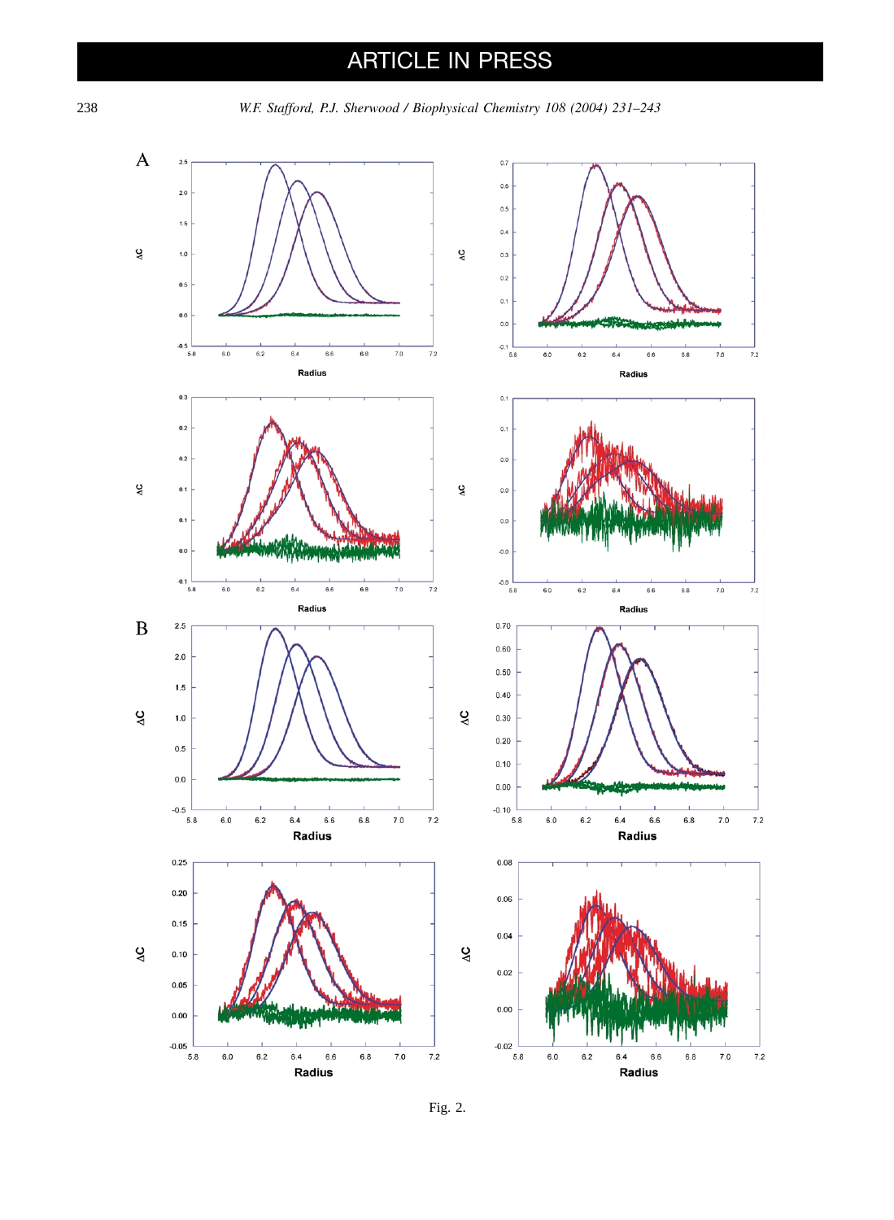Fig. 2.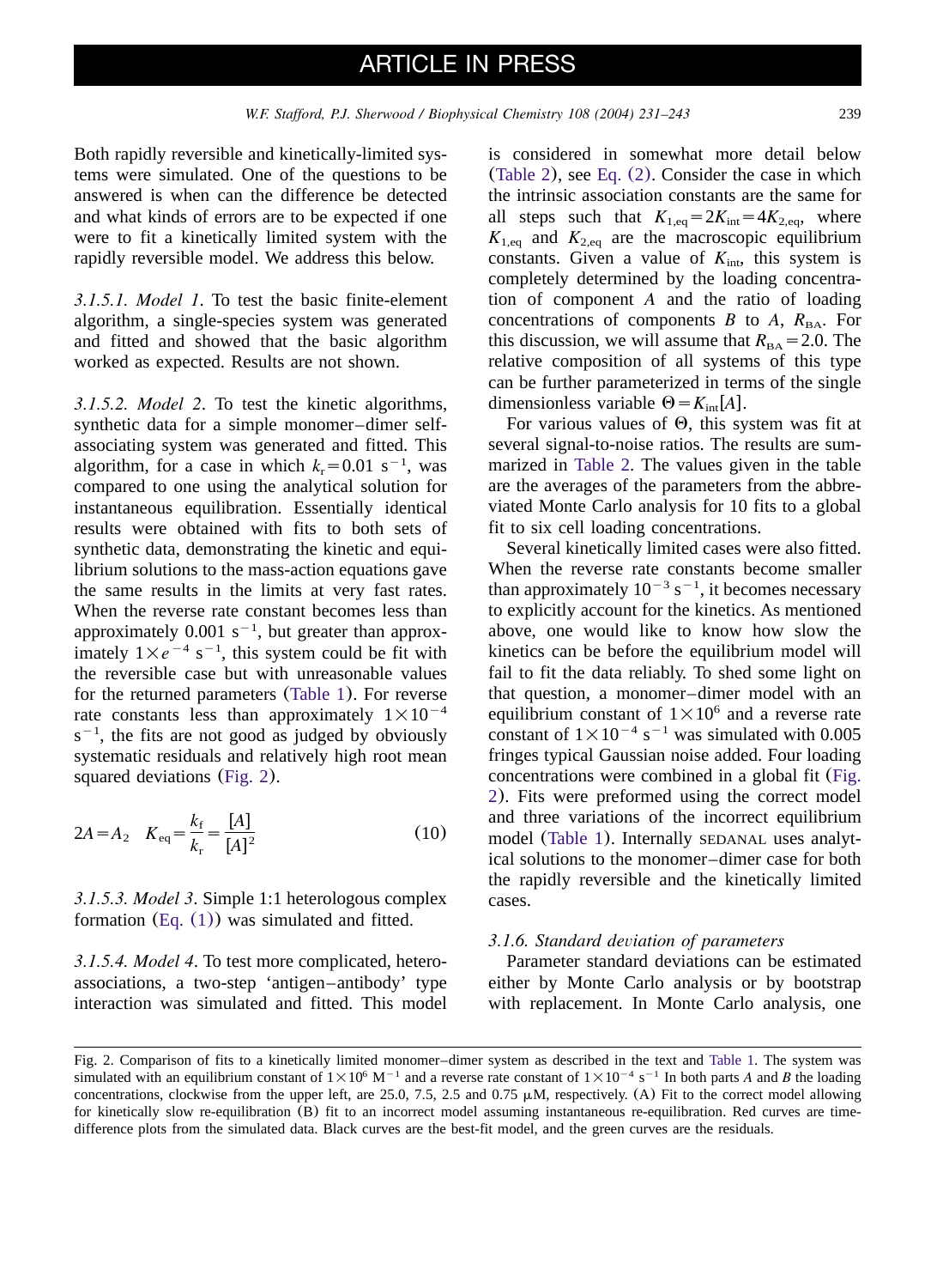Both rapidly reversible and kinetically-limited systems were simulated. One of the questions to be answered is when can the difference be detected and what kinds of errors are to be expected if one were to fit a kinetically limited system with the rapidly reversible model. We address this below.

*3.1.5.1. Model 1*. To test the basic finite-element algorithm, a single-species system was generated and fitted and showed that the basic algorithm worked as expected. Results are not shown.

*3.1.5.2. Model 2*. To test the kinetic algorithms, synthetic data for a simple monomer–dimer self-associating system was generated and fitted. This algorithm, for a case in which $k_r = 0.01\ s^{-1}$, was compared to one using the analytical solution for instantaneous equilibration. Essentially identical results were obtained with fits to both sets of synthetic data, demonstrating the kinetic and equilibrium solutions to the mass-action equations gave the same results in the limits at very fast rates. When the reverse rate constant becomes less than approximately $0.001\ s^{-1}$, but greater than approximately $1 \times e^{-4}\ s^{-1}$, this system could be fit with the reversible case but with unreasonable values for the returned parameters (Table 1). For reverse rate constants less than approximately $1 \times 10^{-4}\ s^{-1}$, the fits are not good as judged by obviously systematic residuals and relatively high root mean squared deviations (Fig. 2).

$$2A = A_2 \quad K_{eq} = \frac{k_f}{k_r} = \frac{[A]}{[A]^2} \tag{10}$$

*3.1.5.3. Model 3*. Simple 1:1 heterologous complex formation (Eq. (1)) was simulated and fitted.

*3.1.5.4. Model 4*. To test more complicated, hetero-associations, a two-step 'antigen–antibody' type interaction was simulated and fitted. This model is considered in somewhat more detail below (Table 2), see Eq. (2). Consider the case in which the intrinsic association constants are the same for all steps such that $K_{1,eq} = 2K_{int} = 4K_{2,eq}$, where $K_{1,eq}$ and $K_{2,eq}$ are the macroscopic equilibrium constants. Given a value of $K_{int}$, this system is completely determined by the loading concentration of component $A$ and the ratio of loading concentrations of components $B$ to $A$, $R_{BA}$. For this discussion, we will assume that $R_{BA} = 2.0$. The relative composition of all systems of this type can be further parameterized in terms of the single dimensionless variable $\Theta = K_{int}[A]$.

For various values of $\Theta$, this system was fit at several signal-to-noise ratios. The results are summarized in Table 2. The values given in the table are the averages of the parameters from the abbreviated Monte Carlo analysis for 10 fits to a global fit to six cell loading concentrations.

Several kinetically limited cases were also fitted. When the reverse rate constants become smaller than approximately $10^{-3}\ s^{-1}$, it becomes necessary to explicitly account for the kinetics. As mentioned above, one would like to know how slow the kinetics can be before the equilibrium model will fail to fit the data reliably. To shed some light on that question, a monomer–dimer model with an equilibrium constant of $1 \times 10^6$ and a reverse rate constant of $1 \times 10^{-4}\ s^{-1}$ was simulated with 0.005 fringes typical Gaussian noise added. Four loading concentrations were combined in a global fit (Fig. 2). Fits were preformed using the correct model and three variations of the incorrect equilibrium model (Table 1). Internally SEDANAL uses analytical solutions to the monomer–dimer case for both the rapidly reversible and the kinetically limited cases.

#### 3.1.6. Standard deviation of parameters

Parameter standard deviations can be estimated either by Monte Carlo analysis or by bootstrap with replacement. In Monte Carlo analysis, one

Fig. 2. Comparison of fits to a kinetically limited monomer–dimer system as described in the text and Table 1. The system was simulated with an equilibrium constant of $1 \times 10^6\ M^{-1}$ and a reverse rate constant of $1 \times 10^{-4}\ s^{-1}$ In both parts *A* and *B* the loading concentrations, clockwise from the upper left, are 25.0, 7.5, 2.5 and 0.75 μM, respectively. (A) Fit to the correct model allowing for kinetically slow re-equilibration (B) fit to an incorrect model assuming instantaneous re-equilibration. Red curves are time-difference plots from the simulated data. Black curves are the best-fit model, and the green curves are the residuals.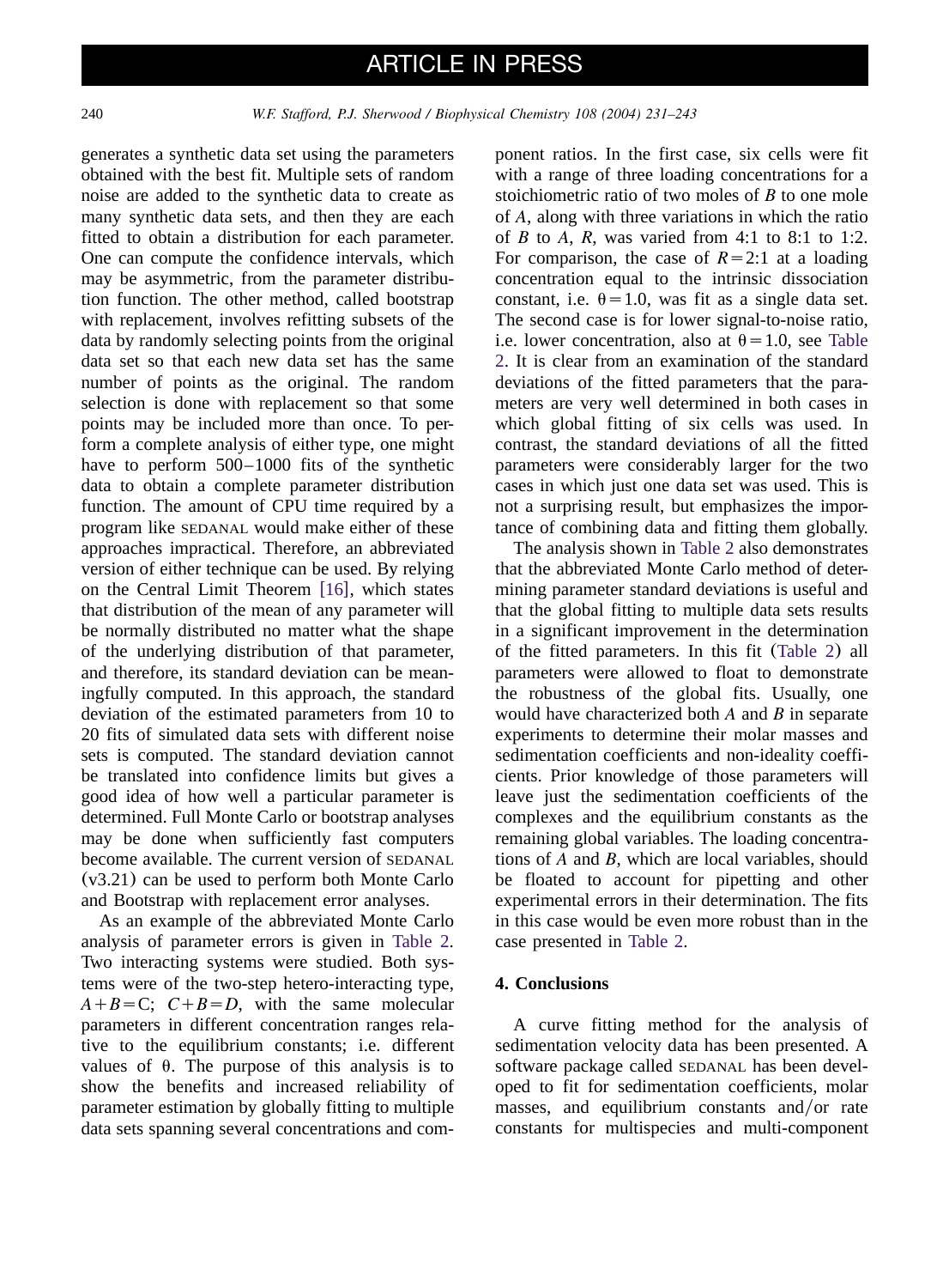generates a synthetic data set using the parameters obtained with the best fit. Multiple sets of random noise are added to the synthetic data to create as many synthetic data sets, and then they are each fitted to obtain a distribution for each parameter. One can compute the confidence intervals, which may be asymmetric, from the parameter distribution function. The other method, called bootstrap with replacement, involves refitting subsets of the data by randomly selecting points from the original data set so that each new data set has the same number of points as the original. The random selection is done with replacement so that some points may be included more than once. To perform a complete analysis of either type, one might have to perform 500–1000 fits of the synthetic data to obtain a complete parameter distribution function. The amount of CPU time required by a program like SEDANAL would make either of these approaches impractical. Therefore, an abbreviated version of either technique can be used. By relying on the Central Limit Theorem [16], which states that distribution of the mean of any parameter will be normally distributed no matter what the shape of the underlying distribution of that parameter, and therefore, its standard deviation can be meaningfully computed. In this approach, the standard deviation of the estimated parameters from 10 to 20 fits of simulated data sets with different noise sets is computed. The standard deviation cannot be translated into confidence limits but gives a good idea of how well a particular parameter is determined. Full Monte Carlo or bootstrap analyses may be done when sufficiently fast computers become available. The current version of SEDANAL (v3.21) can be used to perform both Monte Carlo and Bootstrap with replacement error analyses.

As an example of the abbreviated Monte Carlo analysis of parameter errors is given in Table 2. Two interacting systems were studied. Both systems were of the two-step hetero-interacting type, $A+B=C$; $C+B=D$, with the same molecular parameters in different concentration ranges relative to the equilibrium constants; i.e. different values of θ. The purpose of this analysis is to show the benefits and increased reliability of parameter estimation by globally fitting to multiple data sets spanning several concentrations and component ratios. In the first case, six cells were fit with a range of three loading concentrations for a stoichiometric ratio of two moles of *B* to one mole of *A*, along with three variations in which the ratio of *B* to *A*, *R*, was varied from 4:1 to 8:1 to 1:2. For comparison, the case of $R=2{:}1$ at a loading concentration equal to the intrinsic dissociation constant, i.e. $\theta=1.0$, was fit as a single data set. The second case is for lower signal-to-noise ratio, i.e. lower concentration, also at $\theta=1.0$, see Table 2. It is clear from an examination of the standard deviations of the fitted parameters that the parameters are very well determined in both cases in which global fitting of six cells was used. In contrast, the standard deviations of all the fitted parameters were considerably larger for the two cases in which just one data set was used. This is not a surprising result, but emphasizes the importance of combining data and fitting them globally.

The analysis shown in Table 2 also demonstrates that the abbreviated Monte Carlo method of determining parameter standard deviations is useful and that the global fitting to multiple data sets results in a significant improvement in the determination of the fitted parameters. In this fit (Table 2) all parameters were allowed to float to demonstrate the robustness of the global fits. Usually, one would have characterized both *A* and *B* in separate experiments to determine their molar masses and sedimentation coefficients and non-ideality coefficients. Prior knowledge of those parameters will leave just the sedimentation coefficients of the complexes and the equilibrium constants as the remaining global variables. The loading concentrations of *A* and *B*, which are local variables, should be floated to account for pipetting and other experimental errors in their determination. The fits in this case would be even more robust than in the case presented in Table 2.

## 4. Conclusions

A curve fitting method for the analysis of sedimentation velocity data has been presented. A software package called SEDANAL has been developed to fit for sedimentation coefficients, molar masses, and equilibrium constants and/or rate constants for multispecies and multi-component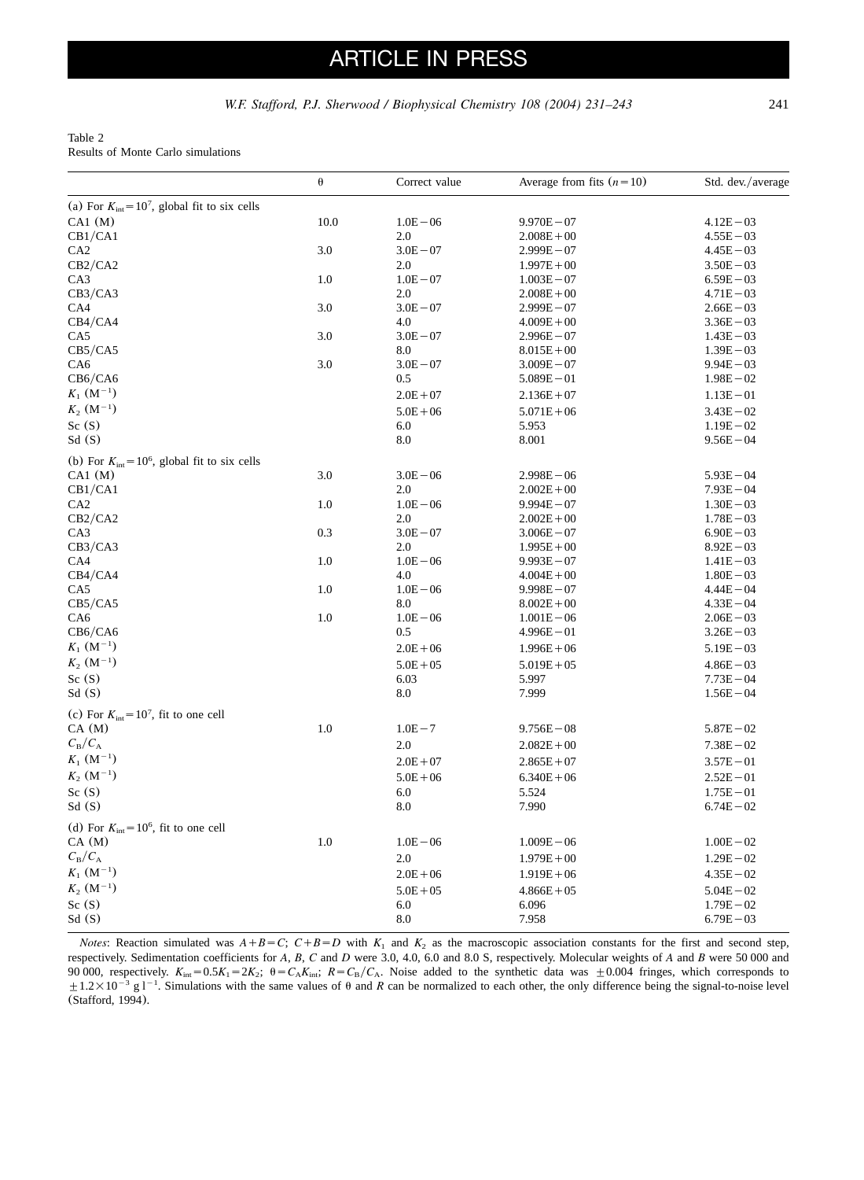Table 2
Results of Monte Carlo simulations

| | θ | Correct value | Average from fits ($n = 10$) | Std. dev./average |
|---|---|---|---|---|
| (a) For $K_{int} = 10^7$, global fit to six cells | | | | |
| CA1 (M) | 10.0 | 1.0E−06 | 9.970E−07 | 4.12E−03 |
| CB1/CA1 | | 2.0 | 2.008E+00 | 4.55E−03 |
| CA2 | 3.0 | 3.0E−07 | 2.999E−07 | 4.45E−03 |
| CB2/CA2 | | 2.0 | 1.997E+00 | 3.50E−03 |
| CA3 | 1.0 | 1.0E−07 | 1.003E−07 | 6.59E−03 |
| CB3/CA3 | | 2.0 | 2.008E+00 | 4.71E−03 |
| CA4 | 3.0 | 3.0E−07 | 2.999E−07 | 2.66E−03 |
| CB4/CA4 | | 4.0 | 4.009E+00 | 3.36E−03 |
| CA5 | 3.0 | 3.0E−07 | 2.996E−07 | 1.43E−03 |
| CB5/CA5 | | 8.0 | 8.015E+00 | 1.39E−03 |
| CA6 | 3.0 | 3.0E−07 | 3.009E−07 | 9.94E−03 |
| CB6/CA6 | | 0.5 | 5.089E−01 | 1.98E−02 |
| $K_1$ ($M^{-1}$) | | 2.0E+07 | 2.136E+07 | 1.13E−01 |
| $K_2$ ($M^{-1}$) | | 5.0E+06 | 5.071E+06 | 3.43E−02 |
| Sc (S) | | 6.0 | 5.953 | 1.19E−02 |
| Sd (S) | | 8.0 | 8.001 | 9.56E−04 |
| (b) For $K_{int} = 10^6$, global fit to six cells | | | | |
| CA1 (M) | 3.0 | 3.0E−06 | 2.998E−06 | 5.93E−04 |
| CB1/CA1 | | 2.0 | 2.002E+00 | 7.93E−04 |
| CA2 | 1.0 | 1.0E−06 | 9.994E−07 | 1.30E−03 |
| CB2/CA2 | | 2.0 | 2.002E+00 | 1.78E−03 |
| CA3 | 0.3 | 3.0E−07 | 3.006E−07 | 6.90E−03 |
| CB3/CA3 | | 2.0 | 1.995E+00 | 8.92E−03 |
| CA4 | 1.0 | 1.0E−06 | 9.993E−07 | 1.41E−03 |
| CB4/CA4 | | 4.0 | 4.004E+00 | 1.80E−03 |
| CA5 | 1.0 | 1.0E−06 | 9.998E−07 | 4.44E−04 |
| CB5/CA5 | | 8.0 | 8.002E+00 | 4.33E−04 |
| CA6 | 1.0 | 1.0E−06 | 1.001E−06 | 2.06E−03 |
| CB6/CA6 | | 0.5 | 4.996E−01 | 3.26E−03 |
| $K_1$ ($M^{-1}$) | | 2.0E+06 | 1.996E+06 | 5.19E−03 |
| $K_2$ ($M^{-1}$) | | 5.0E+05 | 5.019E+05 | 4.86E−03 |
| Sc (S) | | 6.03 | 5.997 | 7.73E−04 |
| Sd (S) | | 8.0 | 7.999 | 1.56E−04 |
| (c) For $K_{int} = 10^7$, fit to one cell | | | | |
| CA (M) | 1.0 | 1.0E−7 | 9.756E−08 | 5.87E−02 |
| $C_B/C_A$ | | 2.0 | 2.082E+00 | 7.38E−02 |
| $K_1$ ($M^{-1}$) | | 2.0E+07 | 2.865E+07 | 3.57E−01 |
| $K_2$ ($M^{-1}$) | | 5.0E+06 | 6.340E+06 | 2.52E−01 |
| Sc (S) | | 6.0 | 5.524 | 1.75E−01 |
| Sd (S) | | 8.0 | 7.990 | 6.74E−02 |
| (d) For $K_{int} = 10^6$, fit to one cell | | | | |
| CA (M) | 1.0 | 1.0E−06 | 1.009E−06 | 1.00E−02 |
| $C_B/C_A$ | | 2.0 | 1.979E+00 | 1.29E−02 |
| $K_1$ ($M^{-1}$) | | 2.0E+06 | 1.919E+06 | 4.35E−02 |
| $K_2$ ($M^{-1}$) | | 5.0E+05 | 4.866E+05 | 5.04E−02 |
| Sc (S) | | 6.0 | 6.096 | 1.79E−02 |
| Sd (S) | | 8.0 | 7.958 | 6.79E−03 |

*Notes*: Reaction simulated was $A + B = C$; $C + B = D$ with $K_1$ and $K_2$ as the macroscopic association constants for the first and second step, respectively. Sedimentation coefficients for $A$, $B$, $C$ and $D$ were 3.0, 4.0, 6.0 and 8.0 S, respectively. Molecular weights of $A$ and $B$ were 50 000 and 90 000, respectively. $K_{int} = 0.5K_1 = 2K_2$; $\theta = C_A K_{int}$; $R = C_B/C_A$. Noise added to the synthetic data was $\pm 0.004$ fringes, which corresponds to $\pm 1.2 \times 10^{-3}$ g $l^{-1}$. Simulations with the same values of θ and $R$ can be normalized to each other, the only difference being the signal-to-noise level (Stafford, 1994).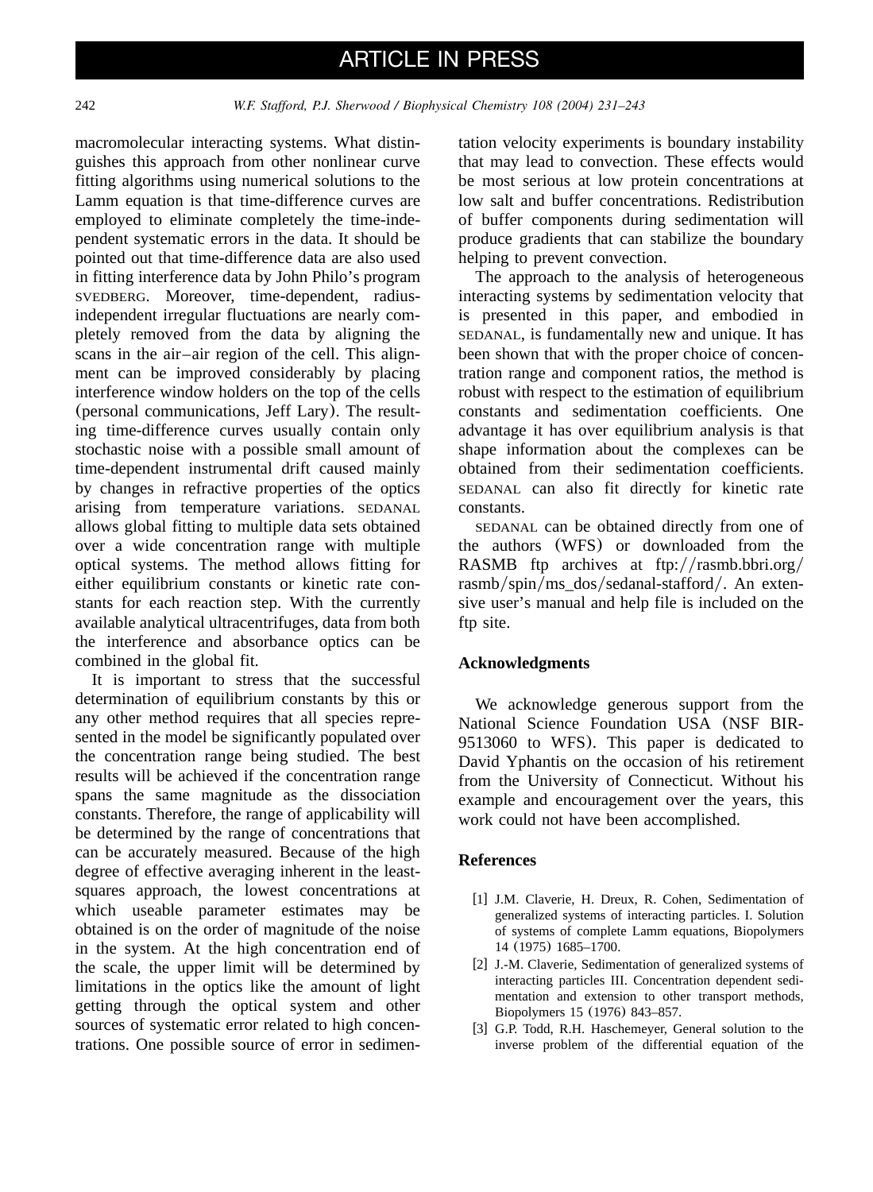macromolecular interacting systems. What distinguishes this approach from other nonlinear curve fitting algorithms using numerical solutions to the Lamm equation is that time-difference curves are employed to eliminate completely the time-independent systematic errors in the data. It should be pointed out that time-difference data are also used in fitting interference data by John Philo's program SVEDBERG. Moreover, time-dependent, radius-independent irregular fluctuations are nearly completely removed from the data by aligning the scans in the air–air region of the cell. This alignment can be improved considerably by placing interference window holders on the top of the cells (personal communications, Jeff Lary). The resulting time-difference curves usually contain only stochastic noise with a possible small amount of time-dependent instrumental drift caused mainly by changes in refractive properties of the optics arising from temperature variations. SEDANAL allows global fitting to multiple data sets obtained over a wide concentration range with multiple optical systems. The method allows fitting for either equilibrium constants or kinetic rate constants for each reaction step. With the currently available analytical ultracentrifuges, data from both the interference and absorbance optics can be combined in the global fit.

It is important to stress that the successful determination of equilibrium constants by this or any other method requires that all species represented in the model be significantly populated over the concentration range being studied. The best results will be achieved if the concentration range spans the same magnitude as the dissociation constants. Therefore, the range of applicability will be determined by the range of concentrations that can be accurately measured. Because of the high degree of effective averaging inherent in the least-squares approach, the lowest concentrations at which useable parameter estimates may be obtained is on the order of magnitude of the noise in the system. At the high concentration end of the scale, the upper limit will be determined by limitations in the optics like the amount of light getting through the optical system and other sources of systematic error related to high concentrations. One possible source of error in sedimentation velocity experiments is boundary instability that may lead to convection. These effects would be most serious at low protein concentrations at low salt and buffer concentrations. Redistribution of buffer components during sedimentation will produce gradients that can stabilize the boundary helping to prevent convection.

The approach to the analysis of heterogeneous interacting systems by sedimentation velocity that is presented in this paper, and embodied in SEDANAL, is fundamentally new and unique. It has been shown that with the proper choice of concentration range and component ratios, the method is robust with respect to the estimation of equilibrium constants and sedimentation coefficients. One advantage it has over equilibrium analysis is that shape information about the complexes can be obtained from their sedimentation coefficients. SEDANAL can also fit directly for kinetic rate constants.

SEDANAL can be obtained directly from one of the authors (WFS) or downloaded from the RASMB ftp archives at ftp://rasmb.bbri.org/rasmb/spin/ms_dos/sedanal-stafford/. An extensive user's manual and help file is included on the ftp site.

## Acknowledgments

We acknowledge generous support from the National Science Foundation USA (NSF BIR-9513060 to WFS). This paper is dedicated to David Yphantis on the occasion of his retirement from the University of Connecticut. Without his example and encouragement over the years, this work could not have been accomplished.

## References

[1] J.M. Claverie, H. Dreux, R. Cohen, Sedimentation of generalized systems of interacting particles. I. Solution of systems of complete Lamm equations, Biopolymers 14 (1975) 1685–1700.

[2] J.-M. Claverie, Sedimentation of generalized systems of interacting particles III. Concentration dependent sedimentation and extension to other transport methods, Biopolymers 15 (1976) 843–857.

[3] G.P. Todd, R.H. Haschemeyer, General solution to the inverse problem of the differential equation of the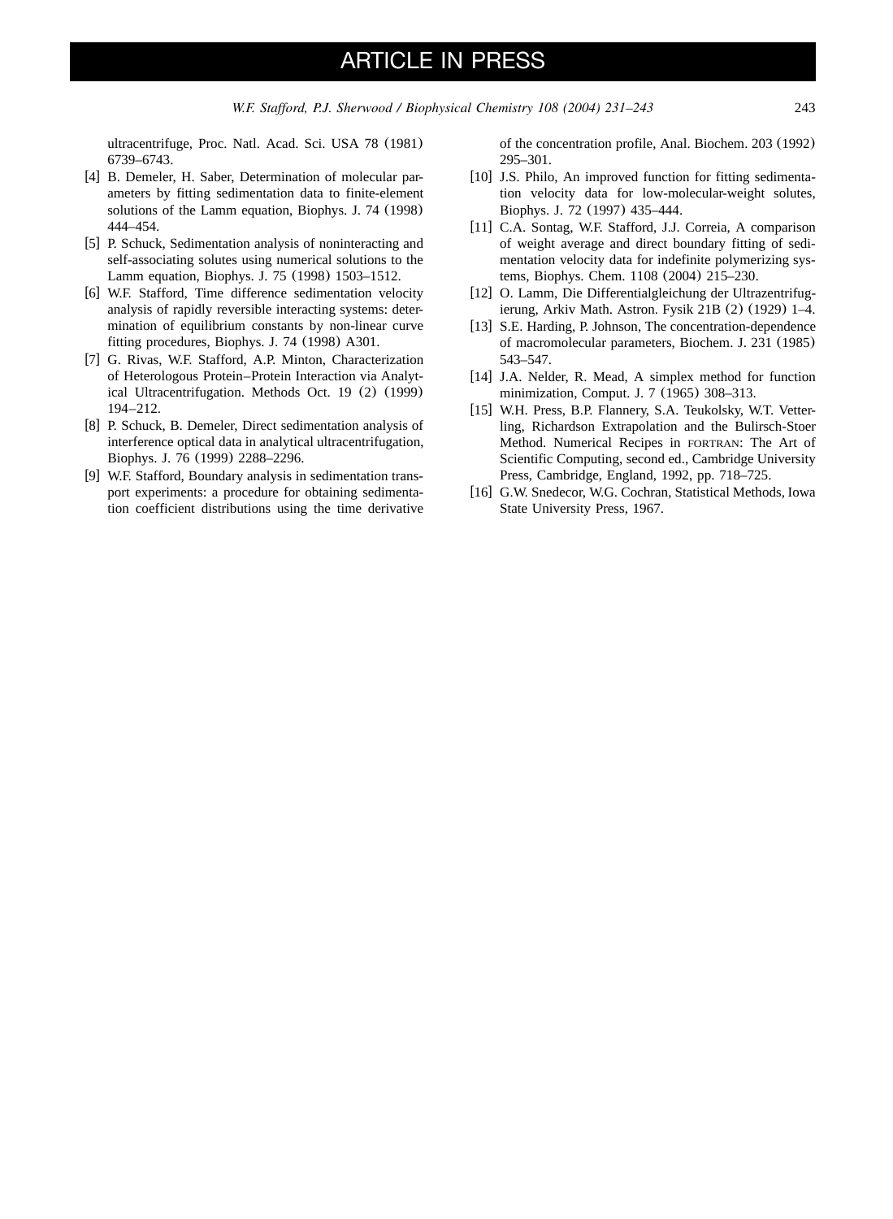ultracentrifuge, Proc. Natl. Acad. Sci. USA 78 (1981) 6739–6743.

[4] B. Demeler, H. Saber, Determination of molecular parameters by fitting sedimentation data to finite-element solutions of the Lamm equation, Biophys. J. 74 (1998) 444–454.

[5] P. Schuck, Sedimentation analysis of noninteracting and self-associating solutes using numerical solutions to the Lamm equation, Biophys. J. 75 (1998) 1503–1512.

[6] W.F. Stafford, Time difference sedimentation velocity analysis of rapidly reversible interacting systems: determination of equilibrium constants by non-linear curve fitting procedures, Biophys. J. 74 (1998) A301.

[7] G. Rivas, W.F. Stafford, A.P. Minton, Characterization of Heterologous Protein–Protein Interaction via Analytical Ultracentrifugation. Methods Oct. 19 (2) (1999) 194–212.

[8] P. Schuck, B. Demeler, Direct sedimentation analysis of interference optical data in analytical ultracentrifugation, Biophys. J. 76 (1999) 2288–2296.

[9] W.F. Stafford, Boundary analysis in sedimentation transport experiments: a procedure for obtaining sedimentation coefficient distributions using the time derivative of the concentration profile, Anal. Biochem. 203 (1992) 295–301.

[10] J.S. Philo, An improved function for fitting sedimentation velocity data for low-molecular-weight solutes, Biophys. J. 72 (1997) 435–444.

[11] C.A. Sontag, W.F. Stafford, J.J. Correia, A comparison of weight average and direct boundary fitting of sedimentation velocity data for indefinite polymerizing systems, Biophys. Chem. 1108 (2004) 215–230.

[12] O. Lamm, Die Differentialgleichung der Ultrazentrifugierung, Arkiv Math. Astron. Fysik 21B (2) (1929) 1–4.

[13] S.E. Harding, P. Johnson, The concentration-dependence of macromolecular parameters, Biochem. J. 231 (1985) 543–547.

[14] J.A. Nelder, R. Mead, A simplex method for function minimization, Comput. J. 7 (1965) 308–313.

[15] W.H. Press, B.P. Flannery, S.A. Teukolsky, W.T. Vetterling, Richardson Extrapolation and the Bulirsch-Stoer Method. Numerical Recipes in FORTRAN: The Art of Scientific Computing, second ed., Cambridge University Press, Cambridge, England, 1992, pp. 718–725.

[16] G.W. Snedecor, W.G. Cochran, Statistical Methods, Iowa State University Press, 1967.